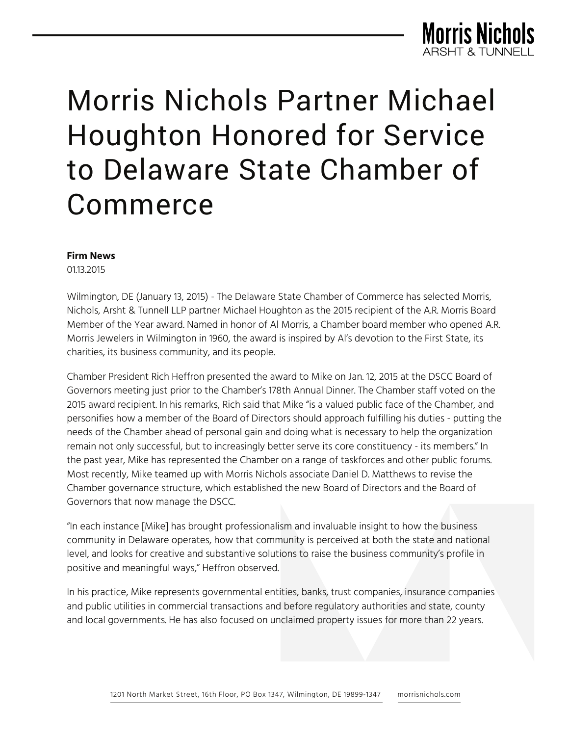# Morris Nichols Partner Michael Houghton Honored for Service to Delaware State Chamber of Commerce

**Firm News**
01.13.2015

Wilmington, DE (January 13, 2015) - The Delaware State Chamber of Commerce has selected Morris, Nichols, Arsht & Tunnell LLP partner Michael Houghton as the 2015 recipient of the A.R. Morris Board Member of the Year award. Named in honor of Al Morris, a Chamber board member who opened A.R. Morris Jewelers in Wilmington in 1960, the award is inspired by Al's devotion to the First State, its charities, its business community, and its people.

Chamber President Rich Heffron presented the award to Mike on Jan. 12, 2015 at the DSCC Board of Governors meeting just prior to the Chamber's 178th Annual Dinner. The Chamber staff voted on the 2015 award recipient. In his remarks, Rich said that Mike "is a valued public face of the Chamber, and personifies how a member of the Board of Directors should approach fulfilling his duties - putting the needs of the Chamber ahead of personal gain and doing what is necessary to help the organization remain not only successful, but to increasingly better serve its core constituency - its members." In the past year, Mike has represented the Chamber on a range of taskforces and other public forums. Most recently, Mike teamed up with Morris Nichols associate Daniel D. Matthews to revise the Chamber governance structure, which established the new Board of Directors and the Board of Governors that now manage the DSCC.

"In each instance [Mike] has brought professionalism and invaluable insight to how the business community in Delaware operates, how that community is perceived at both the state and national level, and looks for creative and substantive solutions to raise the business community's profile in positive and meaningful ways," Heffron observed.

In his practice, Mike represents governmental entities, banks, trust companies, insurance companies and public utilities in commercial transactions and before regulatory authorities and state, county and local governments. He has also focused on unclaimed property issues for more than 22 years.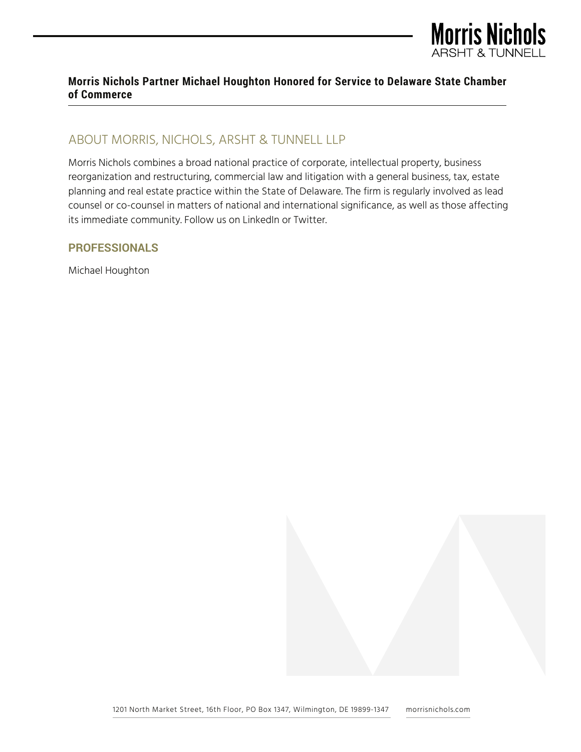## ABOUT MORRIS, NICHOLS, ARSHT & TUNNELL LLP

Morris Nichols combines a broad national practice of corporate, intellectual property, business reorganization and restructuring, commercial law and litigation with a general business, tax, estate planning and real estate practice within the State of Delaware. The firm is regularly involved as lead counsel or co-counsel in matters of national and international significance, as well as those affecting its immediate community. Follow us on LinkedIn or Twitter.

### PROFESSIONALS

Michael Houghton